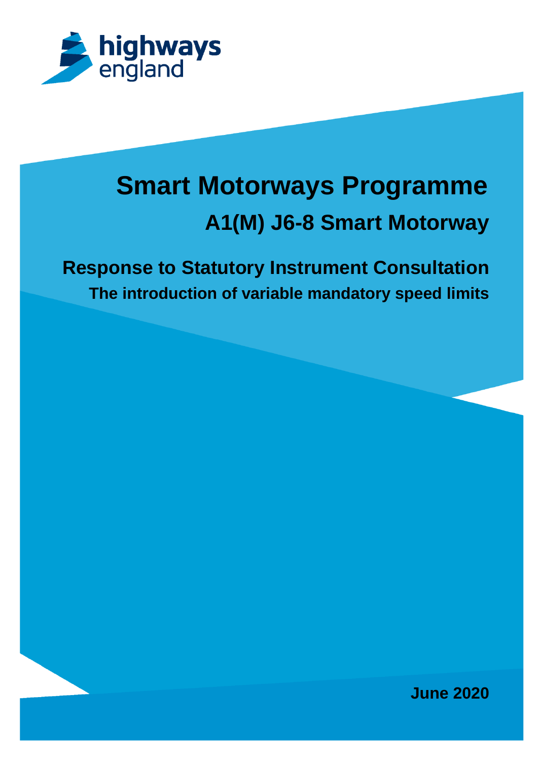highways england

# Smart Motorways Programme

## A1(M) J6-8 Smart Motorway

## Response to Statutory Instrument Consultation

### The introduction of variable mandatory speed limits

**June 2020**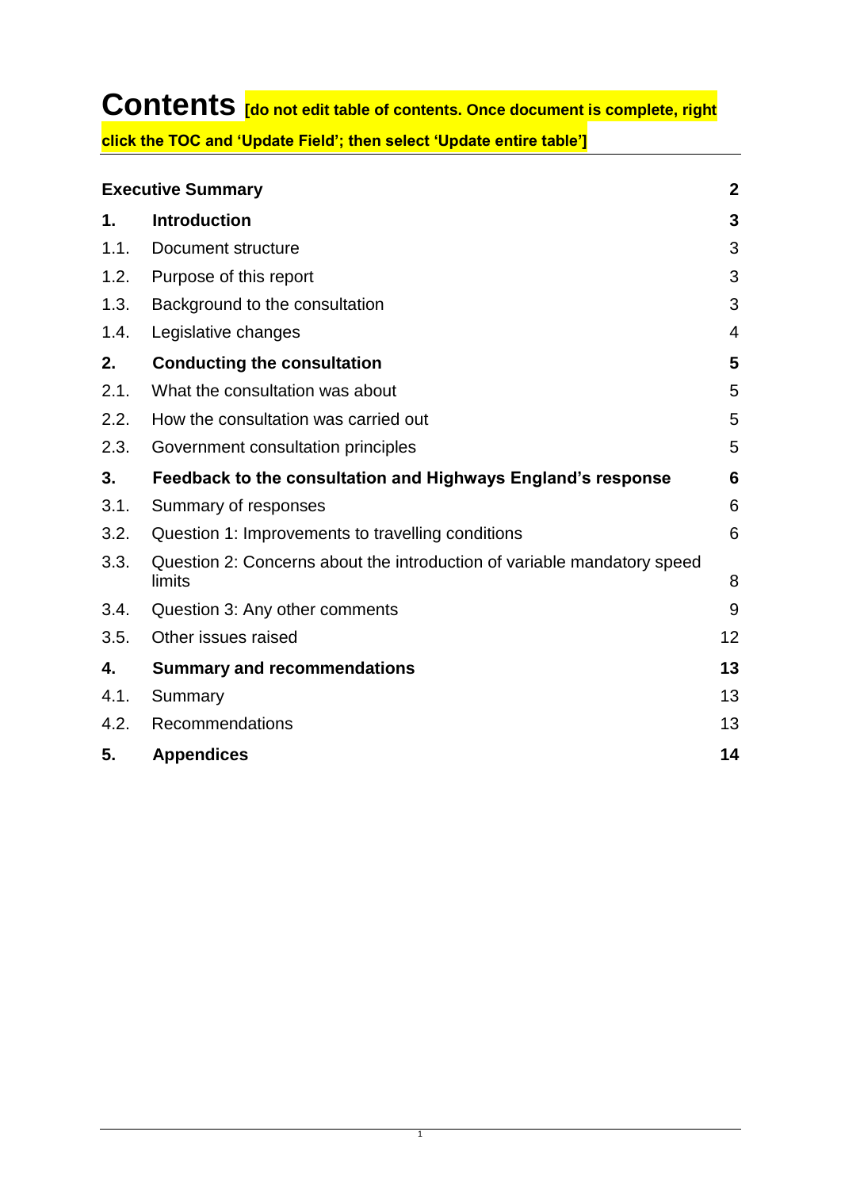# Contents **[do not edit table of contents. Once document is complete, right click the TOC and 'Update Field'; then select 'Update entire table']**

| | | |
|---|---|---|
| **Executive Summary** | | **2** |
| **1.** | **Introduction** | **3** |
| 1.1. | Document structure | 3 |
| 1.2. | Purpose of this report | 3 |
| 1.3. | Background to the consultation | 3 |
| 1.4. | Legislative changes | 4 |
| **2.** | **Conducting the consultation** | **5** |
| 2.1. | What the consultation was about | 5 |
| 2.2. | How the consultation was carried out | 5 |
| 2.3. | Government consultation principles | 5 |
| **3.** | **Feedback to the consultation and Highways England's response** | **6** |
| 3.1. | Summary of responses | 6 |
| 3.2. | Question 1: Improvements to travelling conditions | 6 |
| 3.3. | Question 2: Concerns about the introduction of variable mandatory speed limits | 8 |
| 3.4. | Question 3: Any other comments | 9 |
| 3.5. | Other issues raised | 12 |
| **4.** | **Summary and recommendations** | **13** |
| 4.1. | Summary | 13 |
| 4.2. | Recommendations | 13 |
| **5.** | **Appendices** | **14** |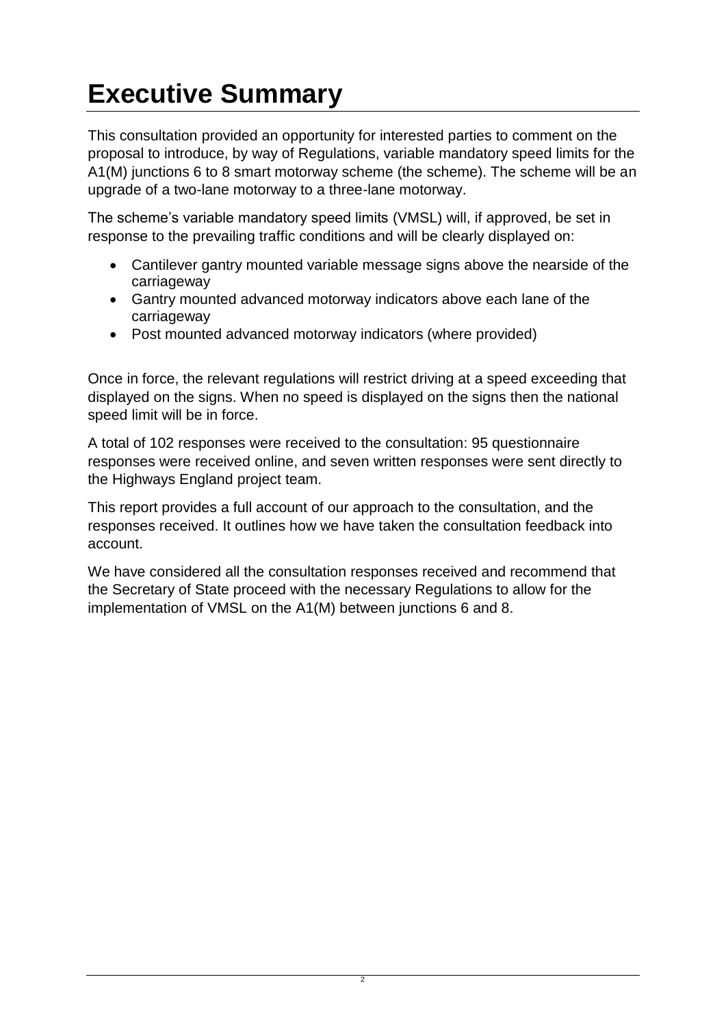# Executive Summary

This consultation provided an opportunity for interested parties to comment on the proposal to introduce, by way of Regulations, variable mandatory speed limits for the A1(M) junctions 6 to 8 smart motorway scheme (the scheme). The scheme will be an upgrade of a two-lane motorway to a three-lane motorway.

The scheme's variable mandatory speed limits (VMSL) will, if approved, be set in response to the prevailing traffic conditions and will be clearly displayed on:

- Cantilever gantry mounted variable message signs above the nearside of the carriageway
- Gantry mounted advanced motorway indicators above each lane of the carriageway
- Post mounted advanced motorway indicators (where provided)

Once in force, the relevant regulations will restrict driving at a speed exceeding that displayed on the signs. When no speed is displayed on the signs then the national speed limit will be in force.

A total of 102 responses were received to the consultation: 95 questionnaire responses were received online, and seven written responses were sent directly to the Highways England project team.

This report provides a full account of our approach to the consultation, and the responses received. It outlines how we have taken the consultation feedback into account.

We have considered all the consultation responses received and recommend that the Secretary of State proceed with the necessary Regulations to allow for the implementation of VMSL on the A1(M) between junctions 6 and 8.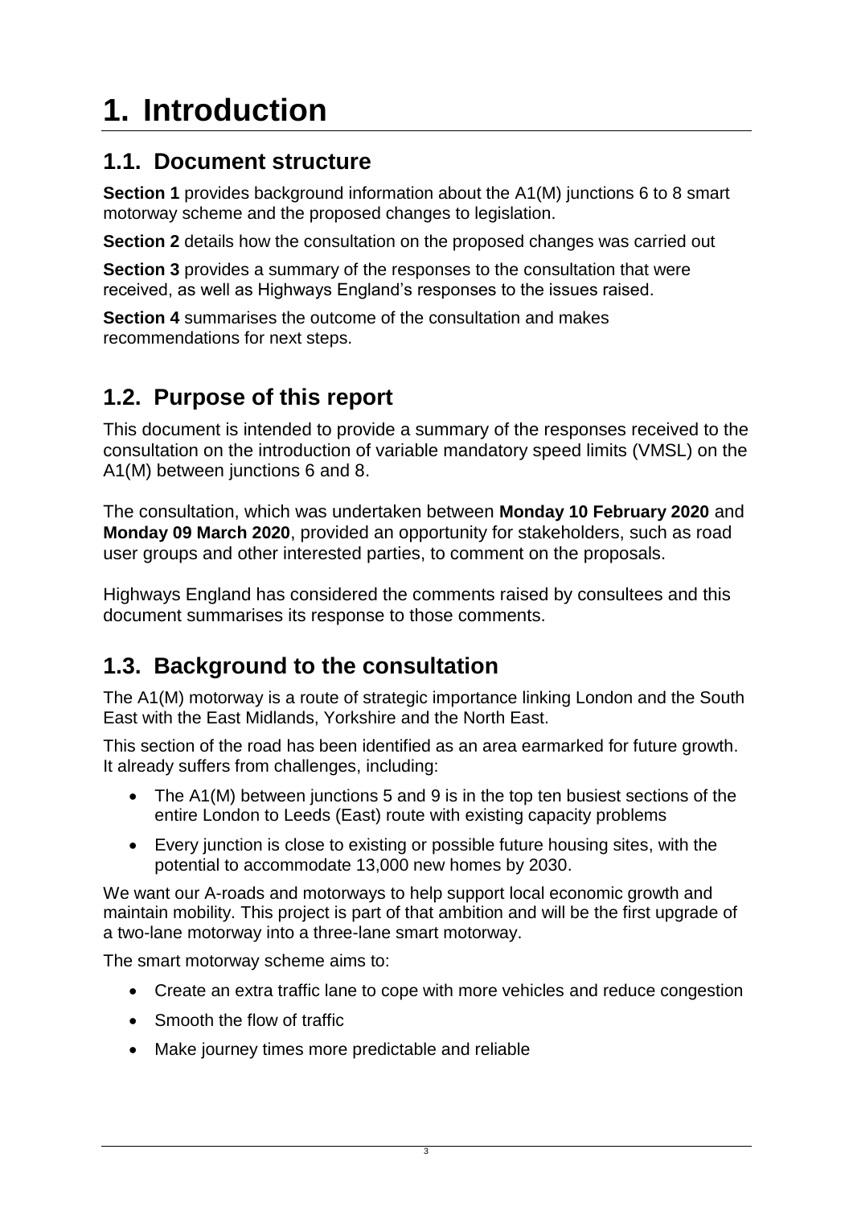# 1. Introduction

## 1.1. Document structure

**Section 1** provides background information about the A1(M) junctions 6 to 8 smart motorway scheme and the proposed changes to legislation.

**Section 2** details how the consultation on the proposed changes was carried out

**Section 3** provides a summary of the responses to the consultation that were received, as well as Highways England's responses to the issues raised.

**Section 4** summarises the outcome of the consultation and makes recommendations for next steps.

## 1.2. Purpose of this report

This document is intended to provide a summary of the responses received to the consultation on the introduction of variable mandatory speed limits (VMSL) on the A1(M) between junctions 6 and 8.

The consultation, which was undertaken between **Monday 10 February 2020** and **Monday 09 March 2020**, provided an opportunity for stakeholders, such as road user groups and other interested parties, to comment on the proposals.

Highways England has considered the comments raised by consultees and this document summarises its response to those comments.

## 1.3. Background to the consultation

The A1(M) motorway is a route of strategic importance linking London and the South East with the East Midlands, Yorkshire and the North East.

This section of the road has been identified as an area earmarked for future growth. It already suffers from challenges, including:

- The A1(M) between junctions 5 and 9 is in the top ten busiest sections of the entire London to Leeds (East) route with existing capacity problems
- Every junction is close to existing or possible future housing sites, with the potential to accommodate 13,000 new homes by 2030.

We want our A-roads and motorways to help support local economic growth and maintain mobility. This project is part of that ambition and will be the first upgrade of a two-lane motorway into a three-lane smart motorway.

The smart motorway scheme aims to:

- Create an extra traffic lane to cope with more vehicles and reduce congestion
- Smooth the flow of traffic
- Make journey times more predictable and reliable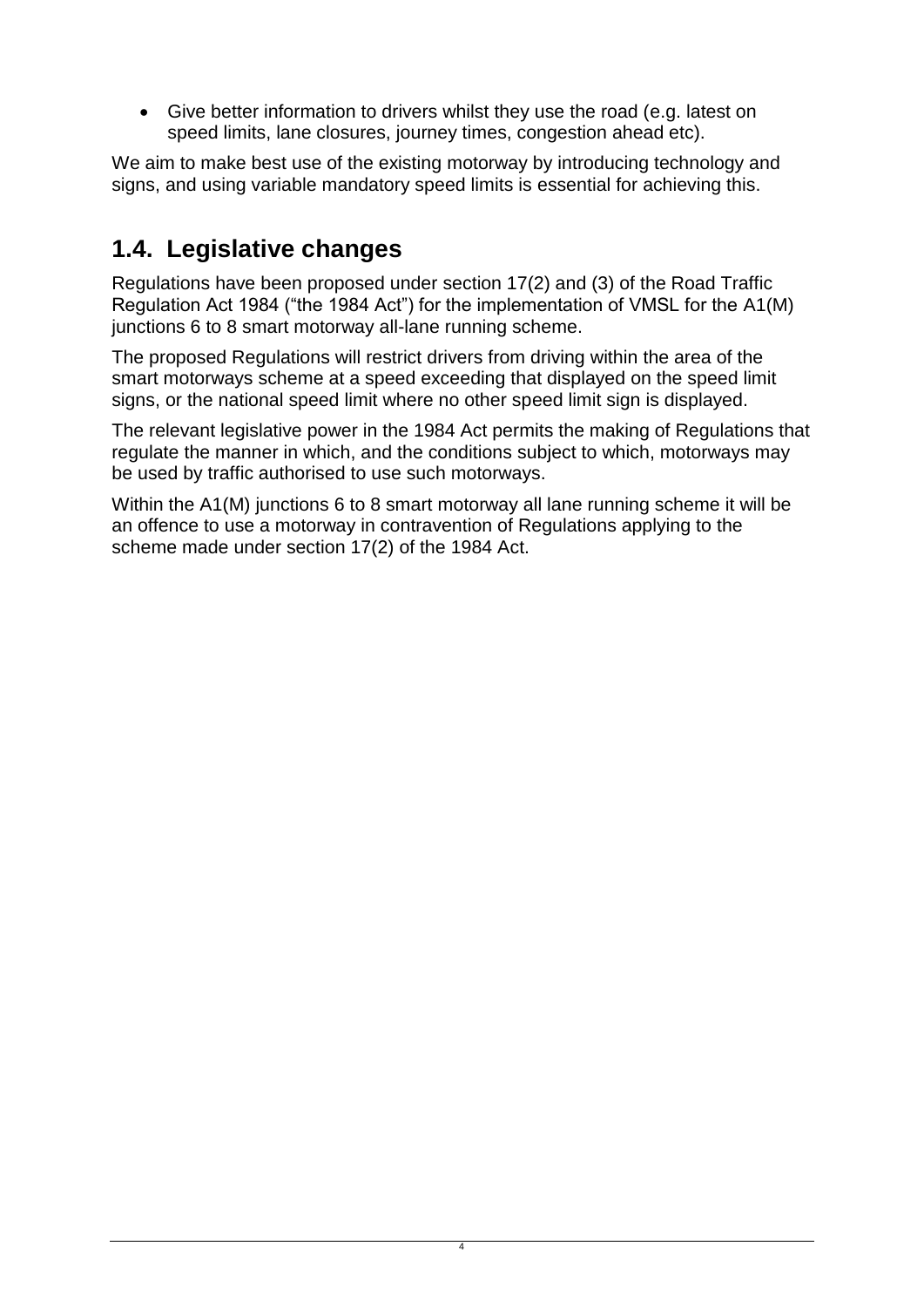- Give better information to drivers whilst they use the road (e.g. latest on speed limits, lane closures, journey times, congestion ahead etc).

We aim to make best use of the existing motorway by introducing technology and signs, and using variable mandatory speed limits is essential for achieving this.

## 1.4. Legislative changes

Regulations have been proposed under section 17(2) and (3) of the Road Traffic Regulation Act 1984 ("the 1984 Act") for the implementation of VMSL for the A1(M) junctions 6 to 8 smart motorway all-lane running scheme.

The proposed Regulations will restrict drivers from driving within the area of the smart motorways scheme at a speed exceeding that displayed on the speed limit signs, or the national speed limit where no other speed limit sign is displayed.

The relevant legislative power in the 1984 Act permits the making of Regulations that regulate the manner in which, and the conditions subject to which, motorways may be used by traffic authorised to use such motorways.

Within the A1(M) junctions 6 to 8 smart motorway all lane running scheme it will be an offence to use a motorway in contravention of Regulations applying to the scheme made under section 17(2) of the 1984 Act.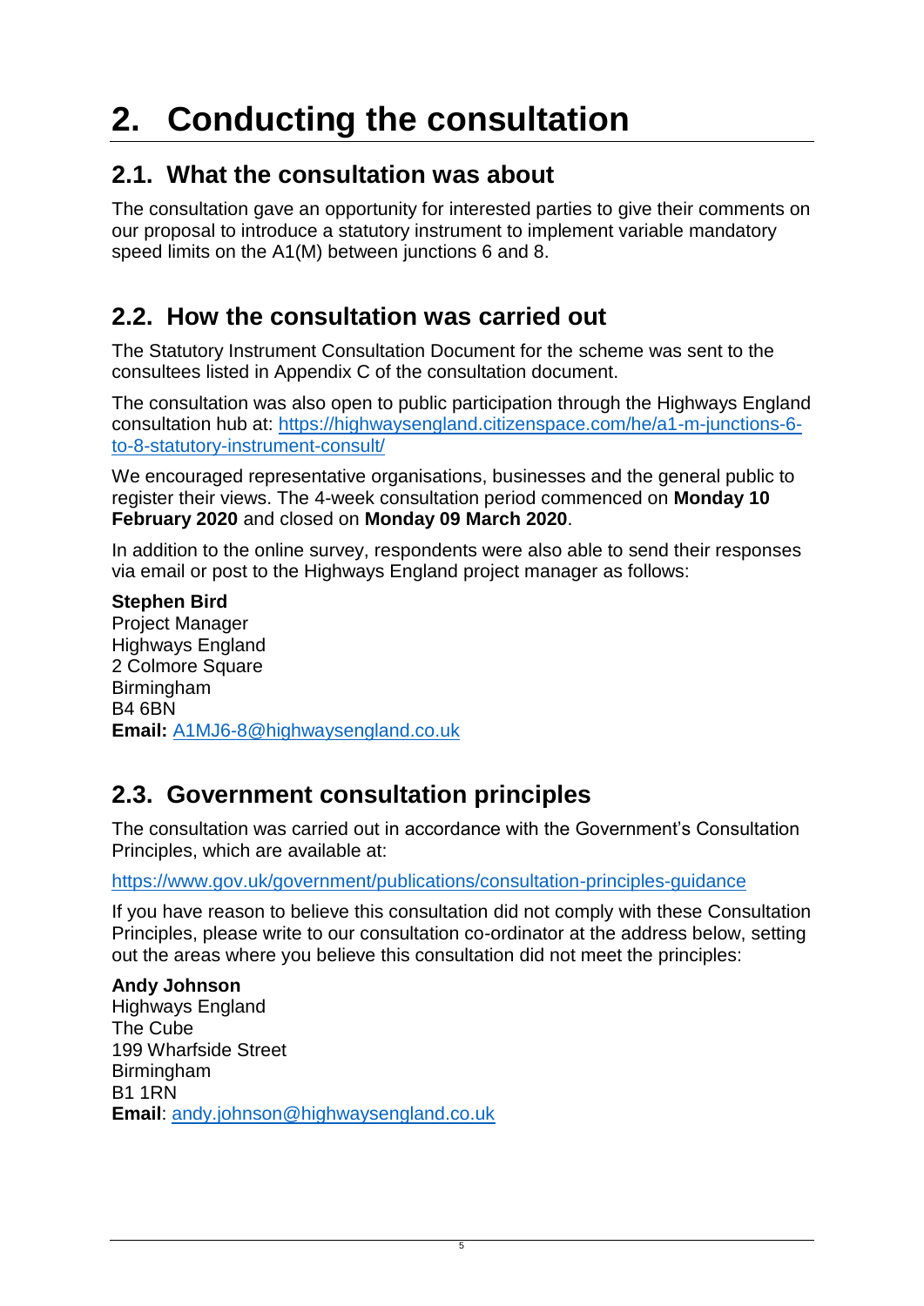# 2. Conducting the consultation

## 2.1. What the consultation was about

The consultation gave an opportunity for interested parties to give their comments on our proposal to introduce a statutory instrument to implement variable mandatory speed limits on the A1(M) between junctions 6 and 8.

## 2.2. How the consultation was carried out

The Statutory Instrument Consultation Document for the scheme was sent to the consultees listed in Appendix C of the consultation document.

The consultation was also open to public participation through the Highways England consultation hub at: https://highwaysengland.citizenspace.com/he/a1-m-junctions-6-to-8-statutory-instrument-consult/

We encouraged representative organisations, businesses and the general public to register their views. The 4-week consultation period commenced on **Monday 10 February 2020** and closed on **Monday 09 March 2020**.

In addition to the online survey, respondents were also able to send their responses via email or post to the Highways England project manager as follows:

**Stephen Bird**
Project Manager
Highways England
2 Colmore Square
Birmingham
B4 6BN
**Email:** A1MJ6-8@highwaysengland.co.uk

## 2.3. Government consultation principles

The consultation was carried out in accordance with the Government's Consultation Principles, which are available at:

https://www.gov.uk/government/publications/consultation-principles-guidance

If you have reason to believe this consultation did not comply with these Consultation Principles, please write to our consultation co-ordinator at the address below, setting out the areas where you believe this consultation did not meet the principles:

**Andy Johnson**
Highways England
The Cube
199 Wharfside Street
Birmingham
B1 1RN
**Email**: andy.johnson@highwaysengland.co.uk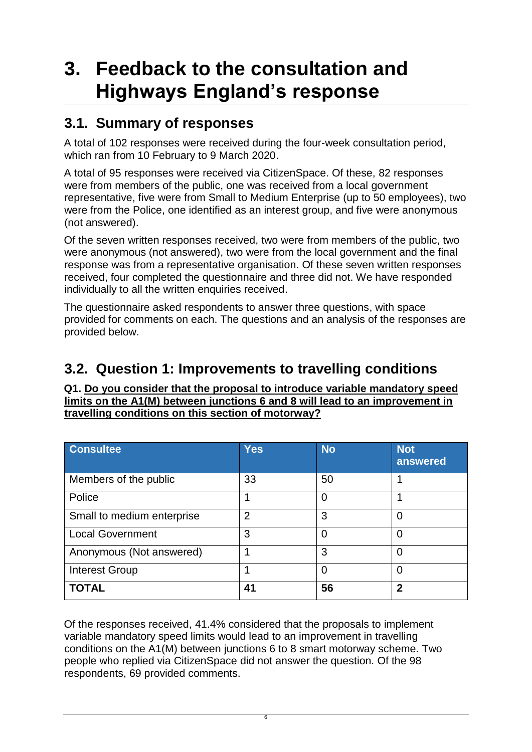# 3. Feedback to the consultation and Highways England's response

## 3.1. Summary of responses

A total of 102 responses were received during the four-week consultation period, which ran from 10 February to 9 March 2020.

A total of 95 responses were received via CitizenSpace. Of these, 82 responses were from members of the public, one was received from a local government representative, five were from Small to Medium Enterprise (up to 50 employees), two were from the Police, one identified as an interest group, and five were anonymous (not answered).

Of the seven written responses received, two were from members of the public, two were anonymous (not answered), two were from the local government and the final response was from a representative organisation. Of these seven written responses received, four completed the questionnaire and three did not. We have responded individually to all the written enquiries received.

The questionnaire asked respondents to answer three questions, with space provided for comments on each. The questions and an analysis of the responses are provided below.

## 3.2. Question 1: Improvements to travelling conditions

**Q1. Do you consider that the proposal to introduce variable mandatory speed limits on the A1(M) between junctions 6 and 8 will lead to an improvement in travelling conditions on this section of motorway?**

| Consultee | Yes | No | Not answered |
|---|---|---|---|
| Members of the public | 33 | 50 | 1 |
| Police | 1 | 0 | 1 |
| Small to medium enterprise | 2 | 3 | 0 |
| Local Government | 3 | 0 | 0 |
| Anonymous (Not answered) | 1 | 3 | 0 |
| Interest Group | 1 | 0 | 0 |
| **TOTAL** | **41** | **56** | **2** |

Of the responses received, 41.4% considered that the proposals to implement variable mandatory speed limits would lead to an improvement in travelling conditions on the A1(M) between junctions 6 to 8 smart motorway scheme. Two people who replied via CitizenSpace did not answer the question. Of the 98 respondents, 69 provided comments.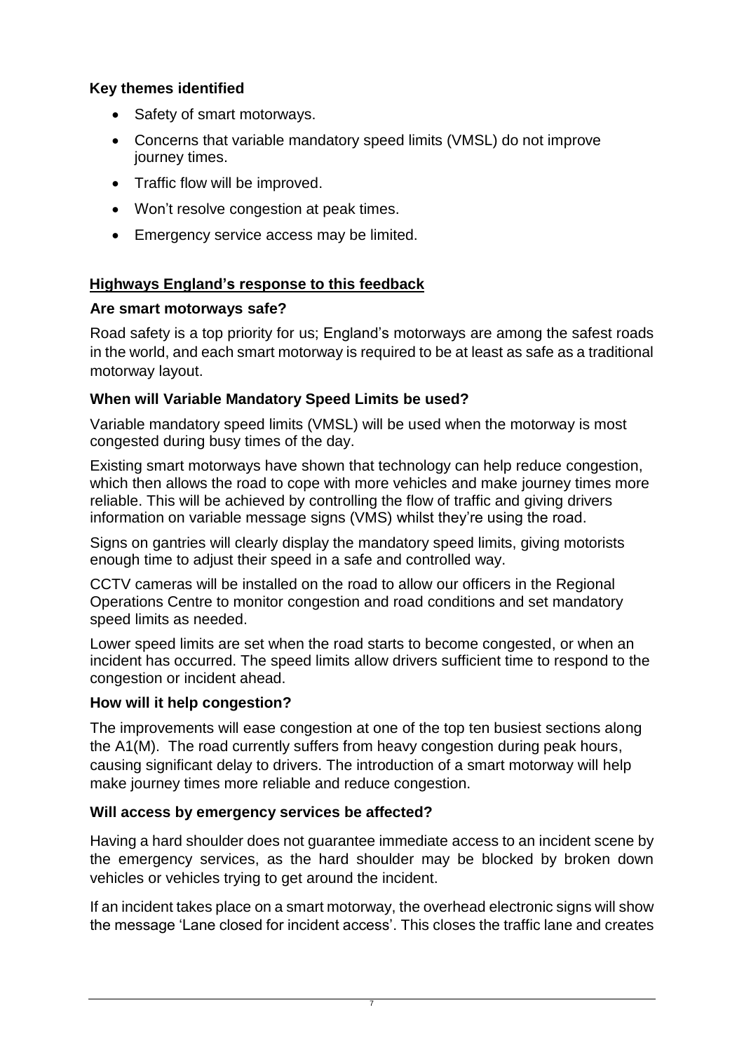**Key themes identified**

- Safety of smart motorways.
- Concerns that variable mandatory speed limits (VMSL) do not improve journey times.
- Traffic flow will be improved.
- Won't resolve congestion at peak times.
- Emergency service access may be limited.

**Highways England's response to this feedback**

**Are smart motorways safe?**

Road safety is a top priority for us; England's motorways are among the safest roads in the world, and each smart motorway is required to be at least as safe as a traditional motorway layout.

**When will Variable Mandatory Speed Limits be used?**

Variable mandatory speed limits (VMSL) will be used when the motorway is most congested during busy times of the day.

Existing smart motorways have shown that technology can help reduce congestion, which then allows the road to cope with more vehicles and make journey times more reliable. This will be achieved by controlling the flow of traffic and giving drivers information on variable message signs (VMS) whilst they're using the road.

Signs on gantries will clearly display the mandatory speed limits, giving motorists enough time to adjust their speed in a safe and controlled way.

CCTV cameras will be installed on the road to allow our officers in the Regional Operations Centre to monitor congestion and road conditions and set mandatory speed limits as needed.

Lower speed limits are set when the road starts to become congested, or when an incident has occurred. The speed limits allow drivers sufficient time to respond to the congestion or incident ahead.

**How will it help congestion?**

The improvements will ease congestion at one of the top ten busiest sections along the A1(M). The road currently suffers from heavy congestion during peak hours, causing significant delay to drivers. The introduction of a smart motorway will help make journey times more reliable and reduce congestion.

**Will access by emergency services be affected?**

Having a hard shoulder does not guarantee immediate access to an incident scene by the emergency services, as the hard shoulder may be blocked by broken down vehicles or vehicles trying to get around the incident.

If an incident takes place on a smart motorway, the overhead electronic signs will show the message 'Lane closed for incident access'. This closes the traffic lane and creates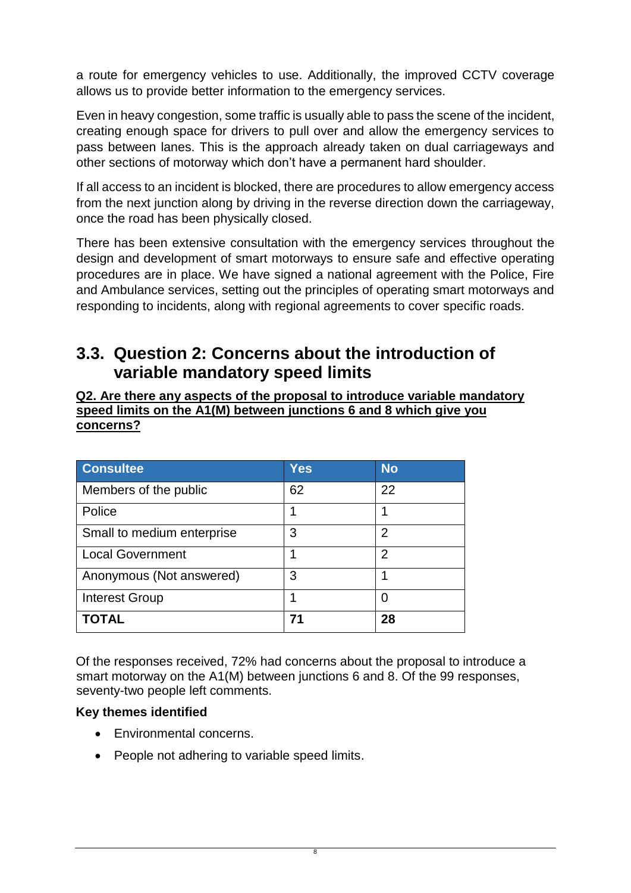a route for emergency vehicles to use. Additionally, the improved CCTV coverage allows us to provide better information to the emergency services.

Even in heavy congestion, some traffic is usually able to pass the scene of the incident, creating enough space for drivers to pull over and allow the emergency services to pass between lanes. This is the approach already taken on dual carriageways and other sections of motorway which don't have a permanent hard shoulder.

If all access to an incident is blocked, there are procedures to allow emergency access from the next junction along by driving in the reverse direction down the carriageway, once the road has been physically closed.

There has been extensive consultation with the emergency services throughout the design and development of smart motorways to ensure safe and effective operating procedures are in place. We have signed a national agreement with the Police, Fire and Ambulance services, setting out the principles of operating smart motorways and responding to incidents, along with regional agreements to cover specific roads.

## 3.3. Question 2: Concerns about the introduction of variable mandatory speed limits

**Q2. Are there any aspects of the proposal to introduce variable mandatory speed limits on the A1(M) between junctions 6 and 8 which give you concerns?**

| Consultee | Yes | No |
|---|---|---|
| Members of the public | 62 | 22 |
| Police | 1 | 1 |
| Small to medium enterprise | 3 | 2 |
| Local Government | 1 | 2 |
| Anonymous (Not answered) | 3 | 1 |
| Interest Group | 1 | 0 |
| **TOTAL** | **71** | **28** |

Of the responses received, 72% had concerns about the proposal to introduce a smart motorway on the A1(M) between junctions 6 and 8. Of the 99 responses, seventy-two people left comments.

**Key themes identified**

- Environmental concerns.
- People not adhering to variable speed limits.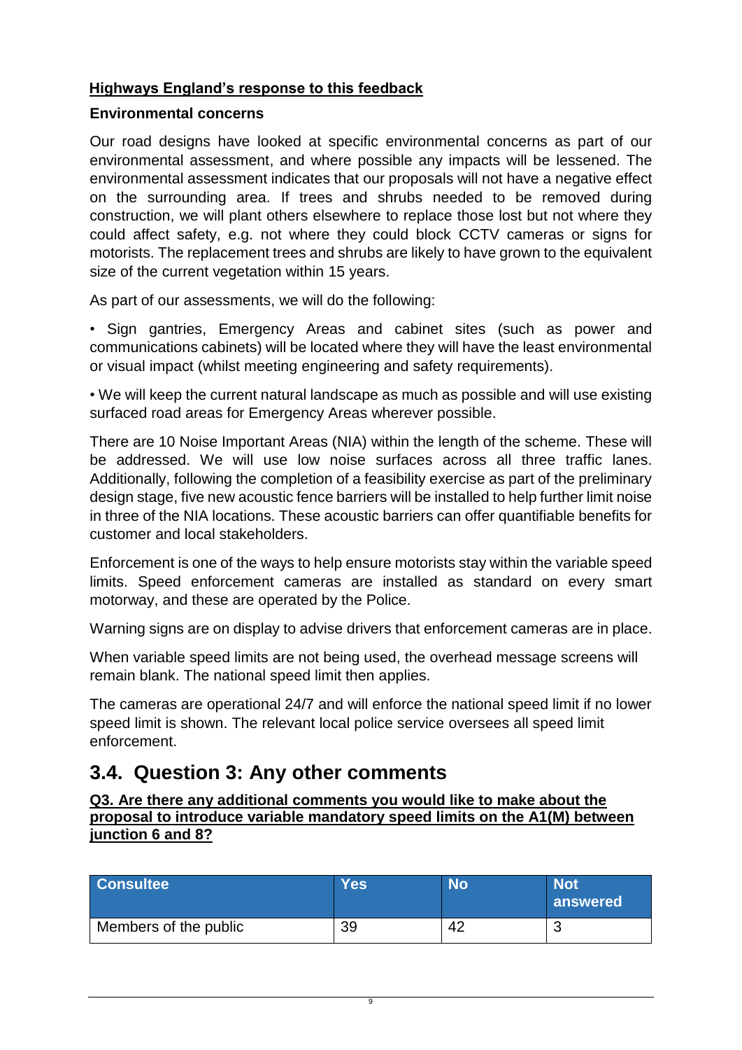**Highways England's response to this feedback**

**Environmental concerns**

Our road designs have looked at specific environmental concerns as part of our environmental assessment, and where possible any impacts will be lessened. The environmental assessment indicates that our proposals will not have a negative effect on the surrounding area. If trees and shrubs needed to be removed during construction, we will plant others elsewhere to replace those lost but not where they could affect safety, e.g. not where they could block CCTV cameras or signs for motorists. The replacement trees and shrubs are likely to have grown to the equivalent size of the current vegetation within 15 years.

As part of our assessments, we will do the following:

• Sign gantries, Emergency Areas and cabinet sites (such as power and communications cabinets) will be located where they will have the least environmental or visual impact (whilst meeting engineering and safety requirements).

• We will keep the current natural landscape as much as possible and will use existing surfaced road areas for Emergency Areas wherever possible.

There are 10 Noise Important Areas (NIA) within the length of the scheme. These will be addressed. We will use low noise surfaces across all three traffic lanes. Additionally, following the completion of a feasibility exercise as part of the preliminary design stage, five new acoustic fence barriers will be installed to help further limit noise in three of the NIA locations. These acoustic barriers can offer quantifiable benefits for customer and local stakeholders.

Enforcement is one of the ways to help ensure motorists stay within the variable speed limits. Speed enforcement cameras are installed as standard on every smart motorway, and these are operated by the Police.

Warning signs are on display to advise drivers that enforcement cameras are in place.

When variable speed limits are not being used, the overhead message screens will remain blank. The national speed limit then applies.

The cameras are operational 24/7 and will enforce the national speed limit if no lower speed limit is shown. The relevant local police service oversees all speed limit enforcement.

## 3.4. Question 3: Any other comments

**Q3. Are there any additional comments you would like to make about the proposal to introduce variable mandatory speed limits on the A1(M) between junction 6 and 8?**

| Consultee | Yes | No | Not answered |
| --- | --- | --- | --- |
| Members of the public | 39 | 42 | 3 |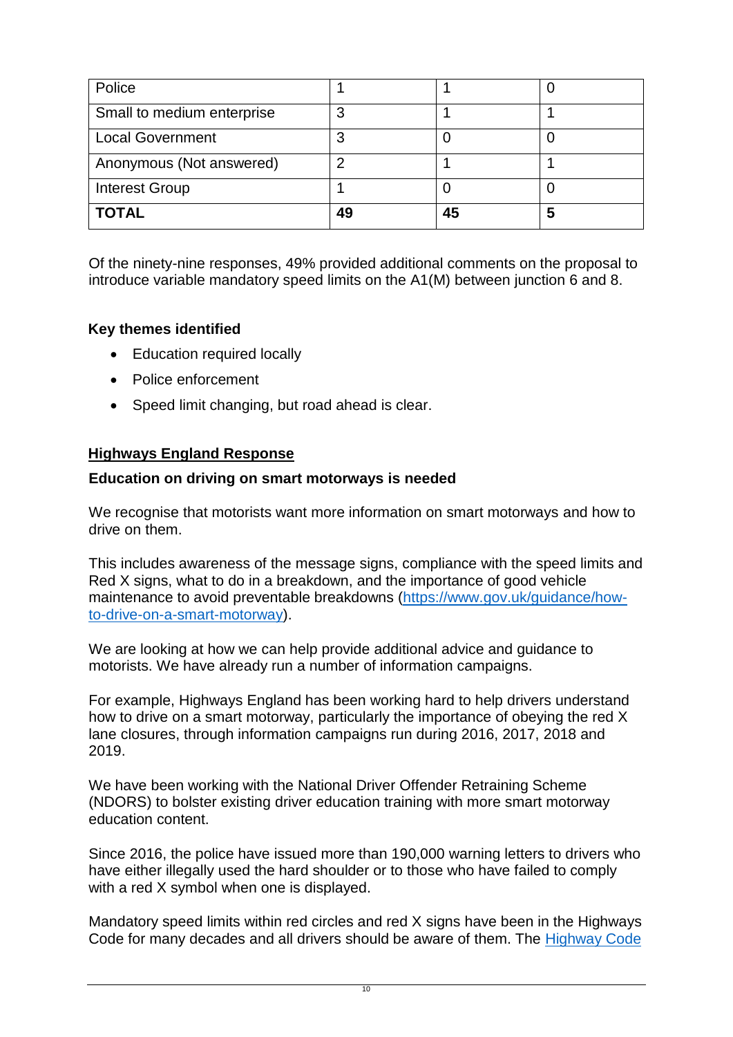| Police | 1 | 1 | 0 |
|---|---|---|---|
| Small to medium enterprise | 3 | 1 | 1 |
| Local Government | 3 | 0 | 0 |
| Anonymous (Not answered) | 2 | 1 | 1 |
| Interest Group | 1 | 0 | 0 |
| **TOTAL** | **49** | **45** | **5** |

Of the ninety-nine responses, 49% provided additional comments on the proposal to introduce variable mandatory speed limits on the A1(M) between junction 6 and 8.

**Key themes identified**

- Education required locally
- Police enforcement
- Speed limit changing, but road ahead is clear.

**Highways England Response**

**Education on driving on smart motorways is needed**

We recognise that motorists want more information on smart motorways and how to drive on them.

This includes awareness of the message signs, compliance with the speed limits and Red X signs, what to do in a breakdown, and the importance of good vehicle maintenance to avoid preventable breakdowns ([https://www.gov.uk/guidance/how-to-drive-on-a-smart-motorway](https://www.gov.uk/guidance/how-to-drive-on-a-smart-motorway)).

We are looking at how we can help provide additional advice and guidance to motorists. We have already run a number of information campaigns.

For example, Highways England has been working hard to help drivers understand how to drive on a smart motorway, particularly the importance of obeying the red X lane closures, through information campaigns run during 2016, 2017, 2018 and 2019.

We have been working with the National Driver Offender Retraining Scheme (NDORS) to bolster existing driver education training with more smart motorway education content.

Since 2016, the police have issued more than 190,000 warning letters to drivers who have either illegally used the hard shoulder or to those who have failed to comply with a red X symbol when one is displayed.

Mandatory speed limits within red circles and red X signs have been in the Highways Code for many decades and all drivers should be aware of them. The Highway Code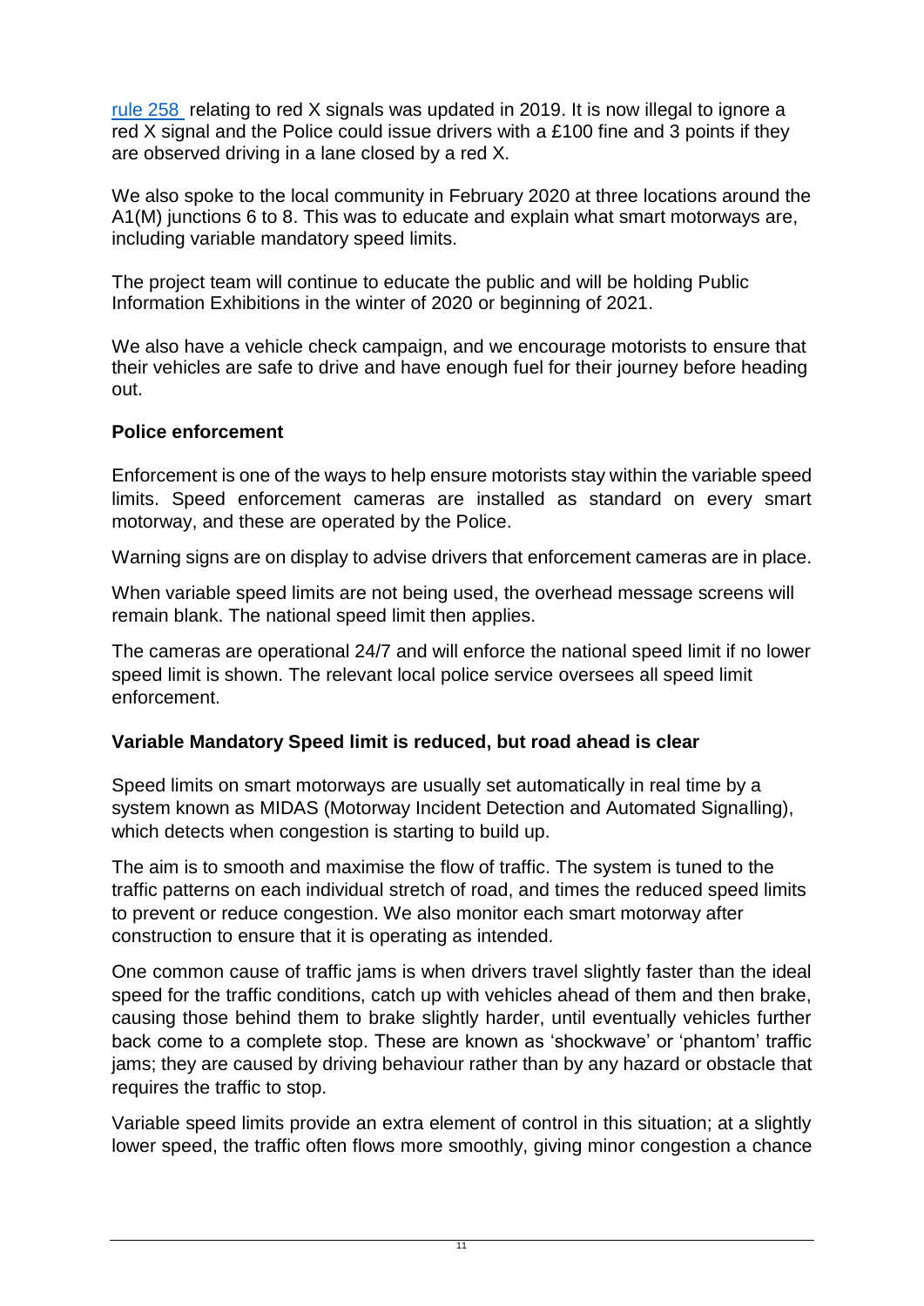rule 258 relating to red X signals was updated in 2019. It is now illegal to ignore a red X signal and the Police could issue drivers with a £100 fine and 3 points if they are observed driving in a lane closed by a red X.

We also spoke to the local community in February 2020 at three locations around the A1(M) junctions 6 to 8. This was to educate and explain what smart motorways are, including variable mandatory speed limits.

The project team will continue to educate the public and will be holding Public Information Exhibitions in the winter of 2020 or beginning of 2021.

We also have a vehicle check campaign, and we encourage motorists to ensure that their vehicles are safe to drive and have enough fuel for their journey before heading out.

**Police enforcement**

Enforcement is one of the ways to help ensure motorists stay within the variable speed limits. Speed enforcement cameras are installed as standard on every smart motorway, and these are operated by the Police.

Warning signs are on display to advise drivers that enforcement cameras are in place.

When variable speed limits are not being used, the overhead message screens will remain blank. The national speed limit then applies.

The cameras are operational 24/7 and will enforce the national speed limit if no lower speed limit is shown. The relevant local police service oversees all speed limit enforcement.

**Variable Mandatory Speed limit is reduced, but road ahead is clear**

Speed limits on smart motorways are usually set automatically in real time by a system known as MIDAS (Motorway Incident Detection and Automated Signalling), which detects when congestion is starting to build up.

The aim is to smooth and maximise the flow of traffic. The system is tuned to the traffic patterns on each individual stretch of road, and times the reduced speed limits to prevent or reduce congestion. We also monitor each smart motorway after construction to ensure that it is operating as intended.

One common cause of traffic jams is when drivers travel slightly faster than the ideal speed for the traffic conditions, catch up with vehicles ahead of them and then brake, causing those behind them to brake slightly harder, until eventually vehicles further back come to a complete stop. These are known as 'shockwave' or 'phantom' traffic jams; they are caused by driving behaviour rather than by any hazard or obstacle that requires the traffic to stop.

Variable speed limits provide an extra element of control in this situation; at a slightly lower speed, the traffic often flows more smoothly, giving minor congestion a chance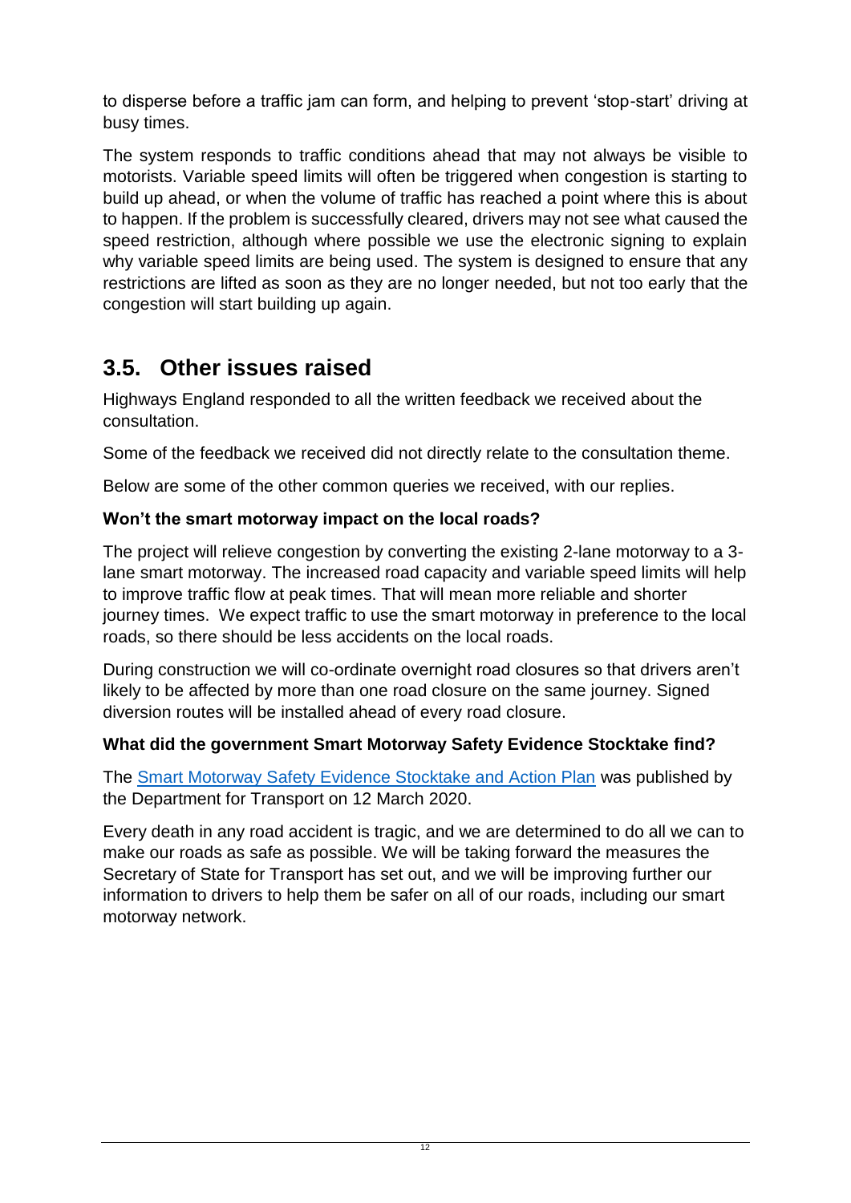to disperse before a traffic jam can form, and helping to prevent 'stop-start' driving at busy times.

The system responds to traffic conditions ahead that may not always be visible to motorists. Variable speed limits will often be triggered when congestion is starting to build up ahead, or when the volume of traffic has reached a point where this is about to happen. If the problem is successfully cleared, drivers may not see what caused the speed restriction, although where possible we use the electronic signing to explain why variable speed limits are being used. The system is designed to ensure that any restrictions are lifted as soon as they are no longer needed, but not too early that the congestion will start building up again.

## 3.5. Other issues raised

Highways England responded to all the written feedback we received about the consultation.

Some of the feedback we received did not directly relate to the consultation theme.

Below are some of the other common queries we received, with our replies.

**Won't the smart motorway impact on the local roads?**

The project will relieve congestion by converting the existing 2-lane motorway to a 3-lane smart motorway. The increased road capacity and variable speed limits will help to improve traffic flow at peak times. That will mean more reliable and shorter journey times. We expect traffic to use the smart motorway in preference to the local roads, so there should be less accidents on the local roads.

During construction we will co-ordinate overnight road closures so that drivers aren't likely to be affected by more than one road closure on the same journey. Signed diversion routes will be installed ahead of every road closure.

**What did the government Smart Motorway Safety Evidence Stocktake find?**

The Smart Motorway Safety Evidence Stocktake and Action Plan was published by the Department for Transport on 12 March 2020.

Every death in any road accident is tragic, and we are determined to do all we can to make our roads as safe as possible. We will be taking forward the measures the Secretary of State for Transport has set out, and we will be improving further our information to drivers to help them be safer on all of our roads, including our smart motorway network.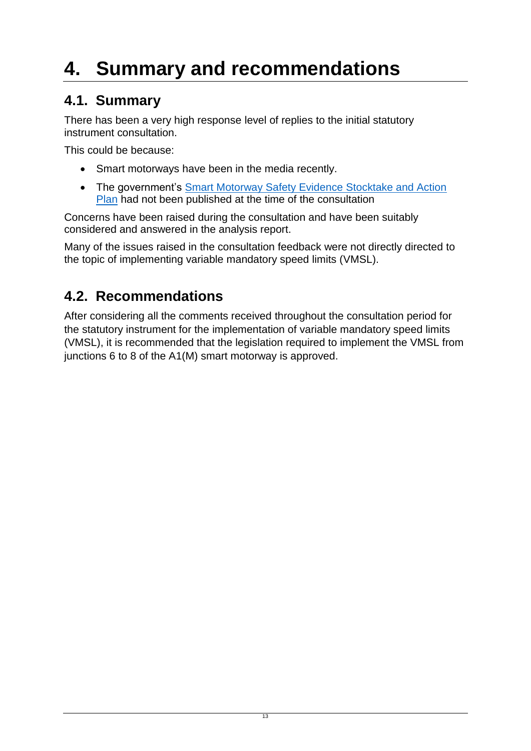# 4. Summary and recommendations

## 4.1. Summary

There has been a very high response level of replies to the initial statutory instrument consultation.

This could be because:

- Smart motorways have been in the media recently.
- The government's [Smart Motorway Safety Evidence Stocktake and Action Plan](#) had not been published at the time of the consultation

Concerns have been raised during the consultation and have been suitably considered and answered in the analysis report.

Many of the issues raised in the consultation feedback were not directly directed to the topic of implementing variable mandatory speed limits (VMSL).

## 4.2. Recommendations

After considering all the comments received throughout the consultation period for the statutory instrument for the implementation of variable mandatory speed limits (VMSL), it is recommended that the legislation required to implement the VMSL from junctions 6 to 8 of the A1(M) smart motorway is approved.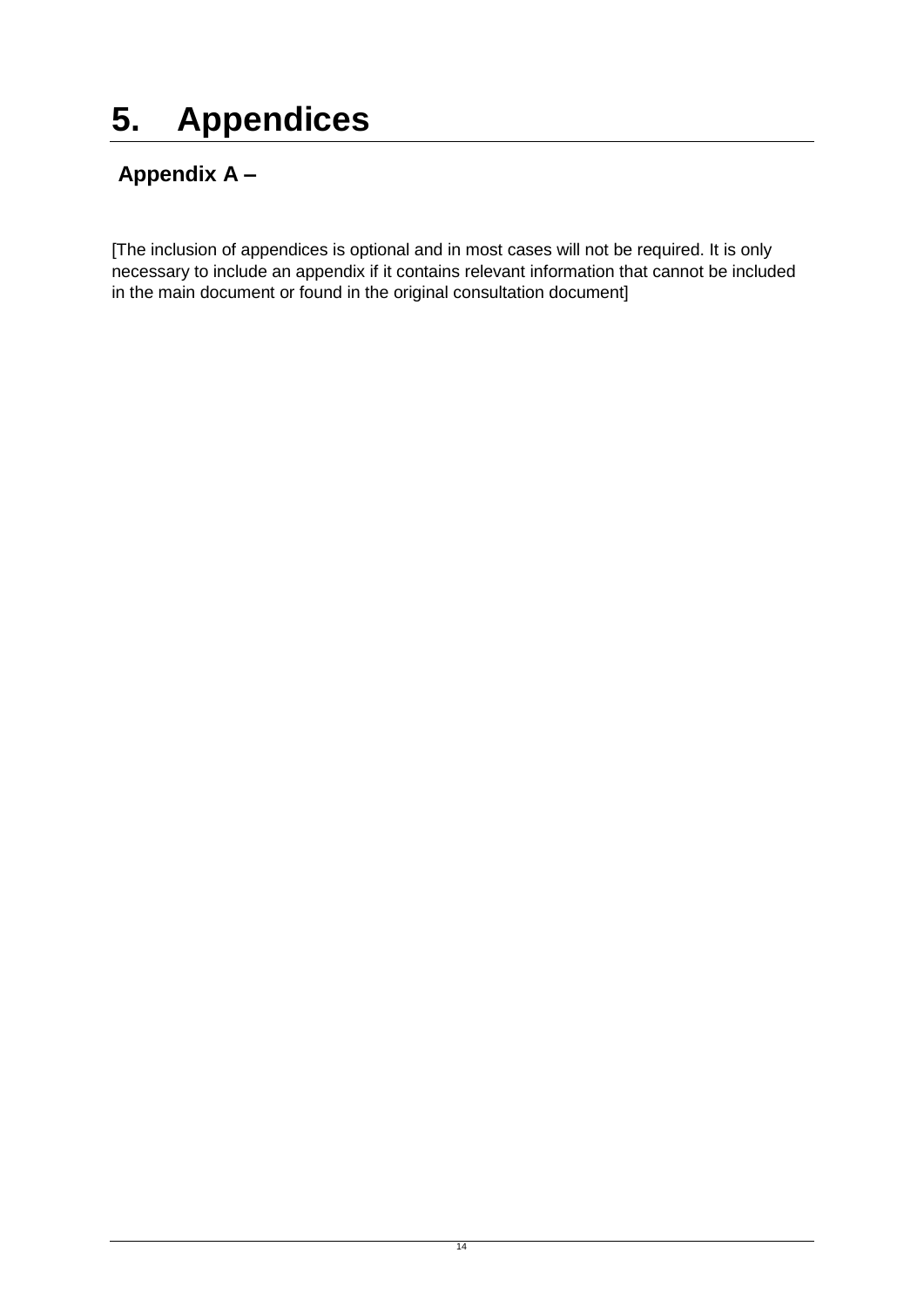# 5. Appendices

## Appendix A –

[The inclusion of appendices is optional and in most cases will not be required. It is only necessary to include an appendix if it contains relevant information that cannot be included in the main document or found in the original consultation document]